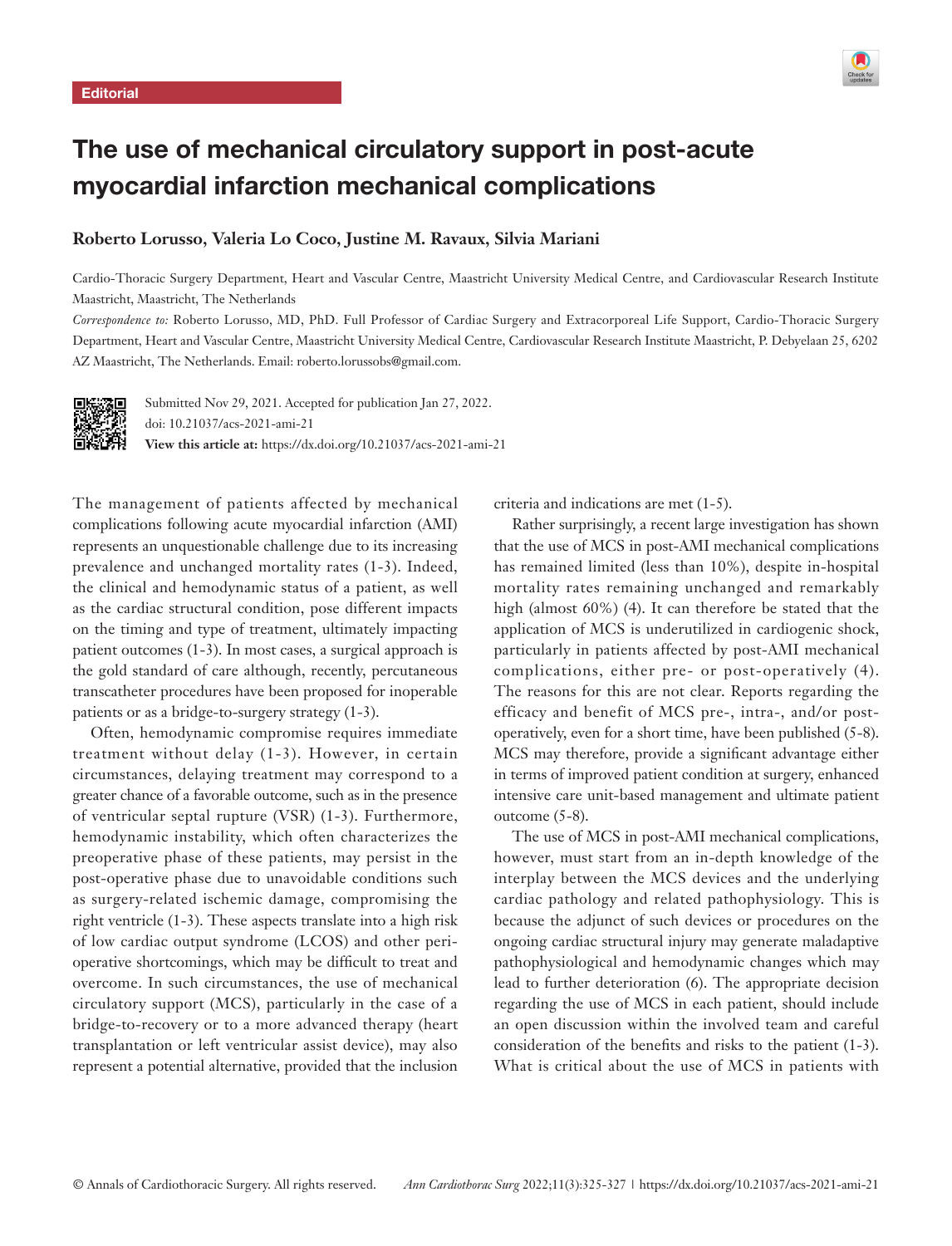Editorial

# The use of mechanical circulatory support in post-acute myocardial infarction mechanical complications

**Roberto Lorusso, Valeria Lo Coco, Justine M. Ravaux, Silvia Mariani**

Cardio-Thoracic Surgery Department, Heart and Vascular Centre, Maastricht University Medical Centre, and Cardiovascular Research Institute Maastricht, Maastricht, The Netherlands

*Correspondence to:* Roberto Lorusso, MD, PhD. Full Professor of Cardiac Surgery and Extracorporeal Life Support, Cardio-Thoracic Surgery Department, Heart and Vascular Centre, Maastricht University Medical Centre, Cardiovascular Research Institute Maastricht, P. Debyelaan 25, 6202 AZ Maastricht, The Netherlands. Email: roberto.lorussobs@gmail.com.

Submitted Nov 29, 2021. Accepted for publication Jan 27, 2022.
doi: 10.21037/acs-2021-ami-21
**View this article at:** https://dx.doi.org/10.21037/acs-2021-ami-21

The management of patients affected by mechanical complications following acute myocardial infarction (AMI) represents an unquestionable challenge due to its increasing prevalence and unchanged mortality rates (1-3). Indeed, the clinical and hemodynamic status of a patient, as well as the cardiac structural condition, pose different impacts on the timing and type of treatment, ultimately impacting patient outcomes (1-3). In most cases, a surgical approach is the gold standard of care although, recently, percutaneous transcatheter procedures have been proposed for inoperable patients or as a bridge-to-surgery strategy (1-3).

Often, hemodynamic compromise requires immediate treatment without delay (1-3). However, in certain circumstances, delaying treatment may correspond to a greater chance of a favorable outcome, such as in the presence of ventricular septal rupture (VSR) (1-3). Furthermore, hemodynamic instability, which often characterizes the preoperative phase of these patients, may persist in the post-operative phase due to unavoidable conditions such as surgery-related ischemic damage, compromising the right ventricle (1-3). These aspects translate into a high risk of low cardiac output syndrome (LCOS) and other peri-operative shortcomings, which may be difficult to treat and overcome. In such circumstances, the use of mechanical circulatory support (MCS), particularly in the case of a bridge-to-recovery or to a more advanced therapy (heart transplantation or left ventricular assist device), may also represent a potential alternative, provided that the inclusion criteria and indications are met (1-5).

Rather surprisingly, a recent large investigation has shown that the use of MCS in post-AMI mechanical complications has remained limited (less than 10%), despite in-hospital mortality rates remaining unchanged and remarkably high (almost 60%) (4). It can therefore be stated that the application of MCS is underutilized in cardiogenic shock, particularly in patients affected by post-AMI mechanical complications, either pre- or post-operatively (4). The reasons for this are not clear. Reports regarding the efficacy and benefit of MCS pre-, intra-, and/or post-operatively, even for a short time, have been published (5-8). MCS may therefore, provide a significant advantage either in terms of improved patient condition at surgery, enhanced intensive care unit-based management and ultimate patient outcome (5-8).

The use of MCS in post-AMI mechanical complications, however, must start from an in-depth knowledge of the interplay between the MCS devices and the underlying cardiac pathology and related pathophysiology. This is because the adjunct of such devices or procedures on the ongoing cardiac structural injury may generate maladaptive pathophysiological and hemodynamic changes which may lead to further deterioration (6). The appropriate decision regarding the use of MCS in each patient, should include an open discussion within the involved team and careful consideration of the benefits and risks to the patient (1-3). What is critical about the use of MCS in patients with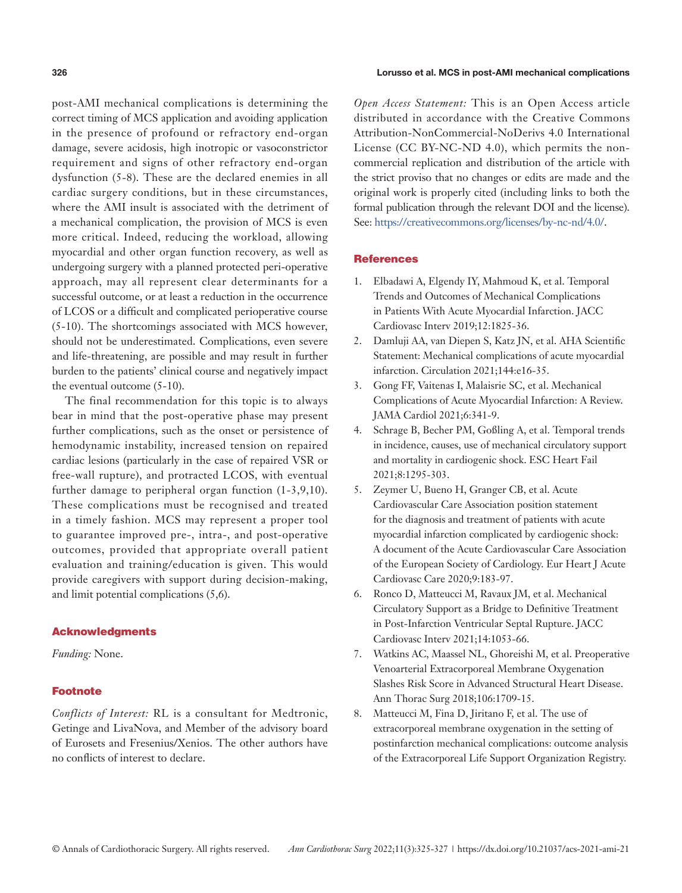post-AMI mechanical complications is determining the correct timing of MCS application and avoiding application in the presence of profound or refractory end-organ damage, severe acidosis, high inotropic or vasoconstrictor requirement and signs of other refractory end-organ dysfunction (5-8). These are the declared enemies in all cardiac surgery conditions, but in these circumstances, where the AMI insult is associated with the detriment of a mechanical complication, the provision of MCS is even more critical. Indeed, reducing the workload, allowing myocardial and other organ function recovery, as well as undergoing surgery with a planned protected peri-operative approach, may all represent clear determinants for a successful outcome, or at least a reduction in the occurrence of LCOS or a difficult and complicated perioperative course (5-10). The shortcomings associated with MCS however, should not be underestimated. Complications, even severe and life-threatening, are possible and may result in further burden to the patients' clinical course and negatively impact the eventual outcome (5-10).

The final recommendation for this topic is to always bear in mind that the post-operative phase may present further complications, such as the onset or persistence of hemodynamic instability, increased tension on repaired cardiac lesions (particularly in the case of repaired VSR or free-wall rupture), and protracted LCOS, with eventual further damage to peripheral organ function (1-3,9,10). These complications must be recognised and treated in a timely fashion. MCS may represent a proper tool to guarantee improved pre-, intra-, and post-operative outcomes, provided that appropriate overall patient evaluation and training/education is given. This would provide caregivers with support during decision-making, and limit potential complications (5,6).

## Acknowledgments

*Funding:* None.

## Footnote

*Conflicts of Interest:* RL is a consultant for Medtronic, Getinge and LivaNova, and Member of the advisory board of Eurosets and Fresenius/Xenios. The other authors have no conflicts of interest to declare.

*Open Access Statement:* This is an Open Access article distributed in accordance with the Creative Commons Attribution-NonCommercial-NoDerivs 4.0 International License (CC BY-NC-ND 4.0), which permits the non-commercial replication and distribution of the article with the strict proviso that no changes or edits are made and the original work is properly cited (including links to both the formal publication through the relevant DOI and the license). See: https://creativecommons.org/licenses/by-nc-nd/4.0/.

## References

1. Elbadawi A, Elgendy IY, Mahmoud K, et al. Temporal Trends and Outcomes of Mechanical Complications in Patients With Acute Myocardial Infarction. JACC Cardiovasc Interv 2019;12:1825-36.
2. Damluji AA, van Diepen S, Katz JN, et al. AHA Scientific Statement: Mechanical complications of acute myocardial infarction. Circulation 2021;144:e16-35.
3. Gong FF, Vaitenas I, Malaisrie SC, et al. Mechanical Complications of Acute Myocardial Infarction: A Review. JAMA Cardiol 2021;6:341-9.
4. Schrage B, Becher PM, Goßling A, et al. Temporal trends in incidence, causes, use of mechanical circulatory support and mortality in cardiogenic shock. ESC Heart Fail 2021;8:1295-303.
5. Zeymer U, Bueno H, Granger CB, et al. Acute Cardiovascular Care Association position statement for the diagnosis and treatment of patients with acute myocardial infarction complicated by cardiogenic shock: A document of the Acute Cardiovascular Care Association of the European Society of Cardiology. Eur Heart J Acute Cardiovasc Care 2020;9:183-97.
6. Ronco D, Matteucci M, Ravaux JM, et al. Mechanical Circulatory Support as a Bridge to Definitive Treatment in Post-Infarction Ventricular Septal Rupture. JACC Cardiovasc Interv 2021;14:1053-66.
7. Watkins AC, Maassel NL, Ghoreishi M, et al. Preoperative Venoarterial Extracorporeal Membrane Oxygenation Slashes Risk Score in Advanced Structural Heart Disease. Ann Thorac Surg 2018;106:1709-15.
8. Matteucci M, Fina D, Jiritano F, et al. The use of extracorporeal membrane oxygenation in the setting of postinfarction mechanical complications: outcome analysis of the Extracorporeal Life Support Organization Registry.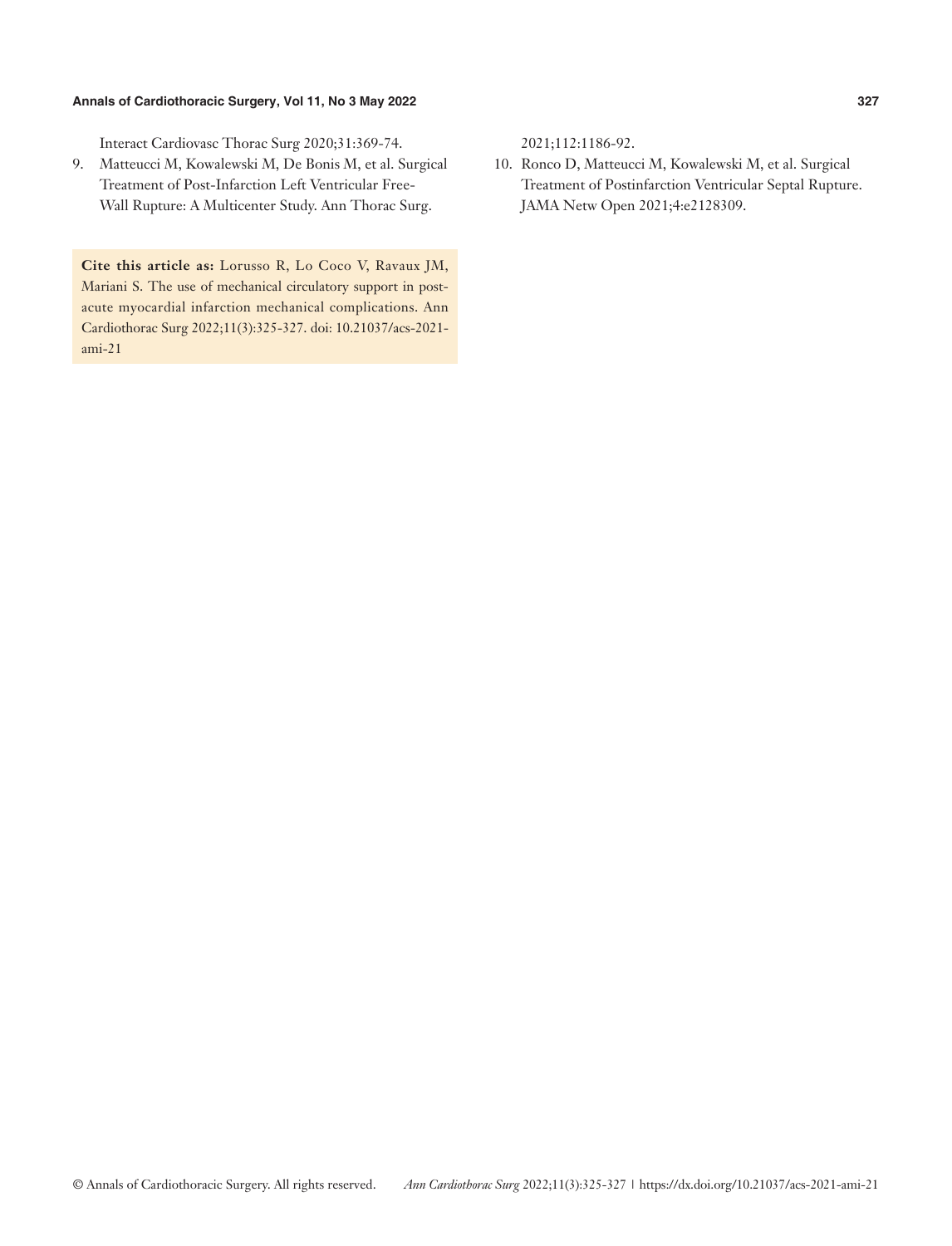Interact Cardiovasc Thorac Surg 2020;31:369-74.

9. Matteucci M, Kowalewski M, De Bonis M, et al. Surgical Treatment of Post-Infarction Left Ventricular Free-Wall Rupture: A Multicenter Study. Ann Thorac Surg. 2021;112:1186-92.
10. Ronco D, Matteucci M, Kowalewski M, et al. Surgical Treatment of Postinfarction Ventricular Septal Rupture. JAMA Netw Open 2021;4:e2128309.

**Cite this article as:** Lorusso R, Lo Coco V, Ravaux JM, Mariani S. The use of mechanical circulatory support in post-acute myocardial infarction mechanical complications. Ann Cardiothorac Surg 2022;11(3):325-327. doi: 10.21037/acs-2021-ami-21